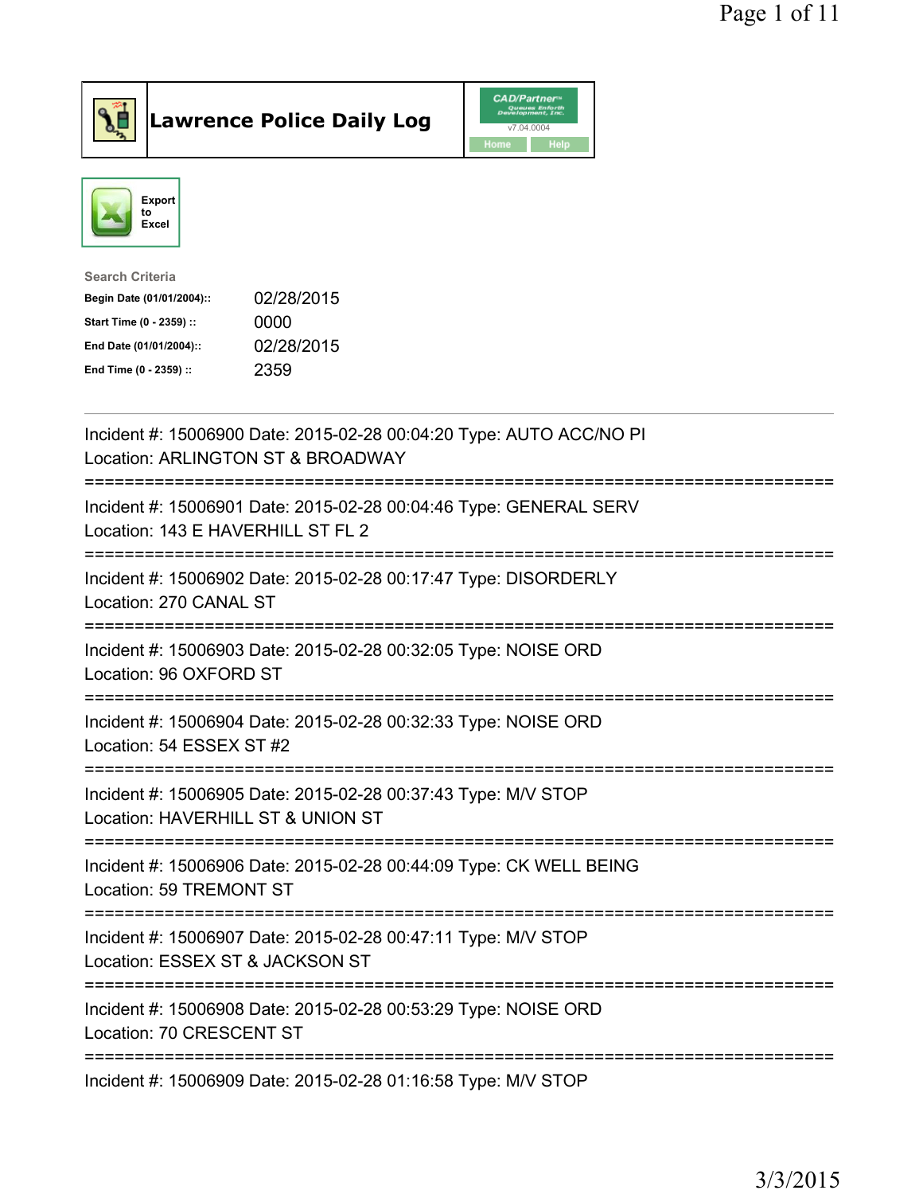# Lawrence Police Daily Log

CAD/Partner v7.04.0004

Home Help

Export to Excel

**Search Criteria**

| | |
|---|---|
| **Begin Date (01/01/2004)::** | 02/28/2015 |
| **Start Time (0 - 2359) ::** | 0000 |
| **End Date (01/01/2004)::** | 02/28/2015 |
| **End Time (0 - 2359) ::** | 2359 |

Incident #: 15006900 Date: 2015-02-28 00:04:20 Type: AUTO ACC/NO PI
Location: ARLINGTON ST & BROADWAY

===========================================================================

Incident #: 15006901 Date: 2015-02-28 00:04:46 Type: GENERAL SERV
Location: 143 E HAVERHILL ST FL 2

===========================================================================

Incident #: 15006902 Date: 2015-02-28 00:17:47 Type: DISORDERLY
Location: 270 CANAL ST

===========================================================================

Incident #: 15006903 Date: 2015-02-28 00:32:05 Type: NOISE ORD
Location: 96 OXFORD ST

===========================================================================

Incident #: 15006904 Date: 2015-02-28 00:32:33 Type: NOISE ORD
Location: 54 ESSEX ST #2

===========================================================================

Incident #: 15006905 Date: 2015-02-28 00:37:43 Type: M/V STOP
Location: HAVERHILL ST & UNION ST

===========================================================================

Incident #: 15006906 Date: 2015-02-28 00:44:09 Type: CK WELL BEING
Location: 59 TREMONT ST

===========================================================================

Incident #: 15006907 Date: 2015-02-28 00:47:11 Type: M/V STOP
Location: ESSEX ST & JACKSON ST

===========================================================================

Incident #: 15006908 Date: 2015-02-28 00:53:29 Type: NOISE ORD
Location: 70 CRESCENT ST

===========================================================================

Incident #: 15006909 Date: 2015-02-28 01:16:58 Type: M/V STOP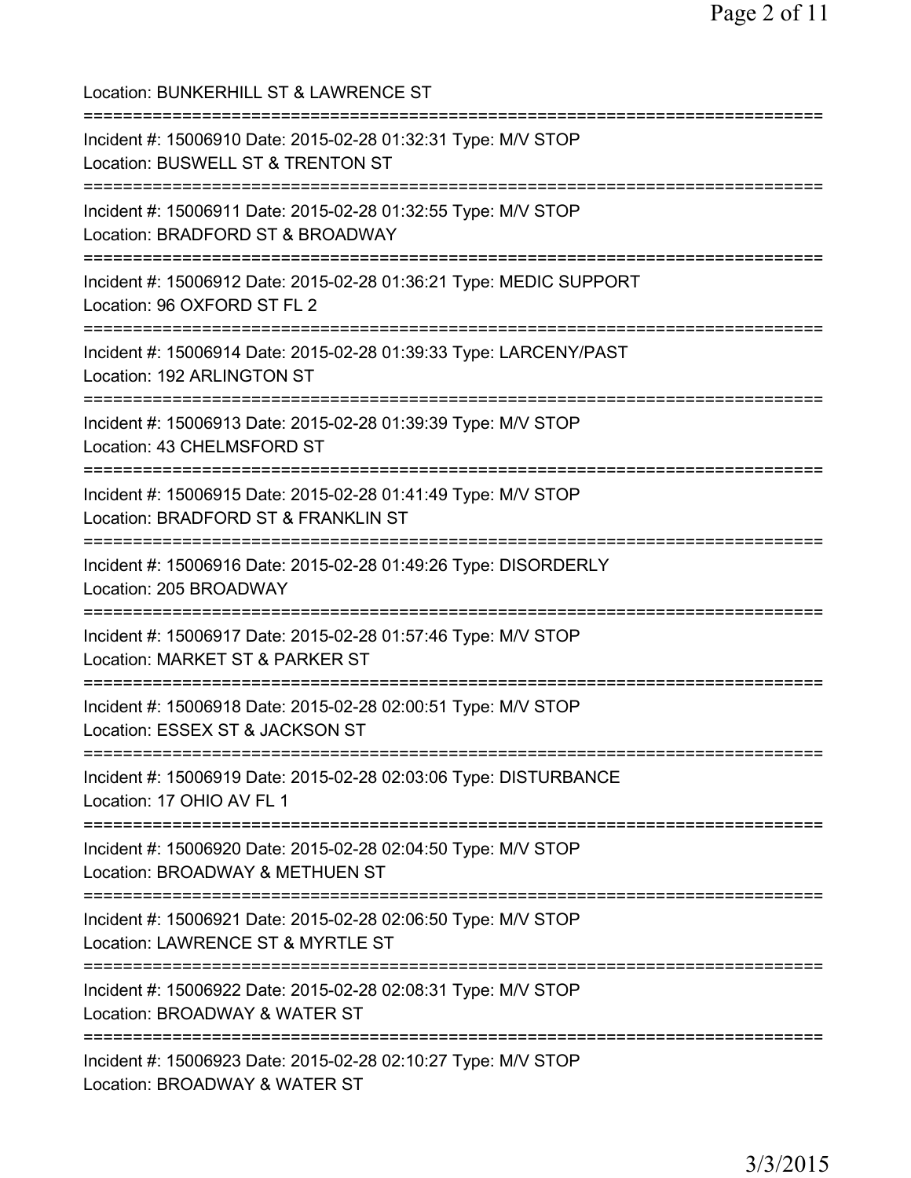Location: BUNKERHILL ST & LAWRENCE ST

===========================================================================

Incident #: 15006910 Date: 2015-02-28 01:32:31 Type: M/V STOP
Location: BUSWELL ST & TRENTON ST

===========================================================================

Incident #: 15006911 Date: 2015-02-28 01:32:55 Type: M/V STOP
Location: BRADFORD ST & BROADWAY

===========================================================================

Incident #: 15006912 Date: 2015-02-28 01:36:21 Type: MEDIC SUPPORT
Location: 96 OXFORD ST FL 2

===========================================================================

Incident #: 15006914 Date: 2015-02-28 01:39:33 Type: LARCENY/PAST
Location: 192 ARLINGTON ST

===========================================================================

Incident #: 15006913 Date: 2015-02-28 01:39:39 Type: M/V STOP
Location: 43 CHELMSFORD ST

===========================================================================

Incident #: 15006915 Date: 2015-02-28 01:41:49 Type: M/V STOP
Location: BRADFORD ST & FRANKLIN ST

===========================================================================

Incident #: 15006916 Date: 2015-02-28 01:49:26 Type: DISORDERLY
Location: 205 BROADWAY

===========================================================================

Incident #: 15006917 Date: 2015-02-28 01:57:46 Type: M/V STOP
Location: MARKET ST & PARKER ST

===========================================================================

Incident #: 15006918 Date: 2015-02-28 02:00:51 Type: M/V STOP
Location: ESSEX ST & JACKSON ST

===========================================================================

Incident #: 15006919 Date: 2015-02-28 02:03:06 Type: DISTURBANCE
Location: 17 OHIO AV FL 1

===========================================================================

Incident #: 15006920 Date: 2015-02-28 02:04:50 Type: M/V STOP
Location: BROADWAY & METHUEN ST

===========================================================================

Incident #: 15006921 Date: 2015-02-28 02:06:50 Type: M/V STOP
Location: LAWRENCE ST & MYRTLE ST

===========================================================================

Incident #: 15006922 Date: 2015-02-28 02:08:31 Type: M/V STOP
Location: BROADWAY & WATER ST

===========================================================================

Incident #: 15006923 Date: 2015-02-28 02:10:27 Type: M/V STOP
Location: BROADWAY & WATER ST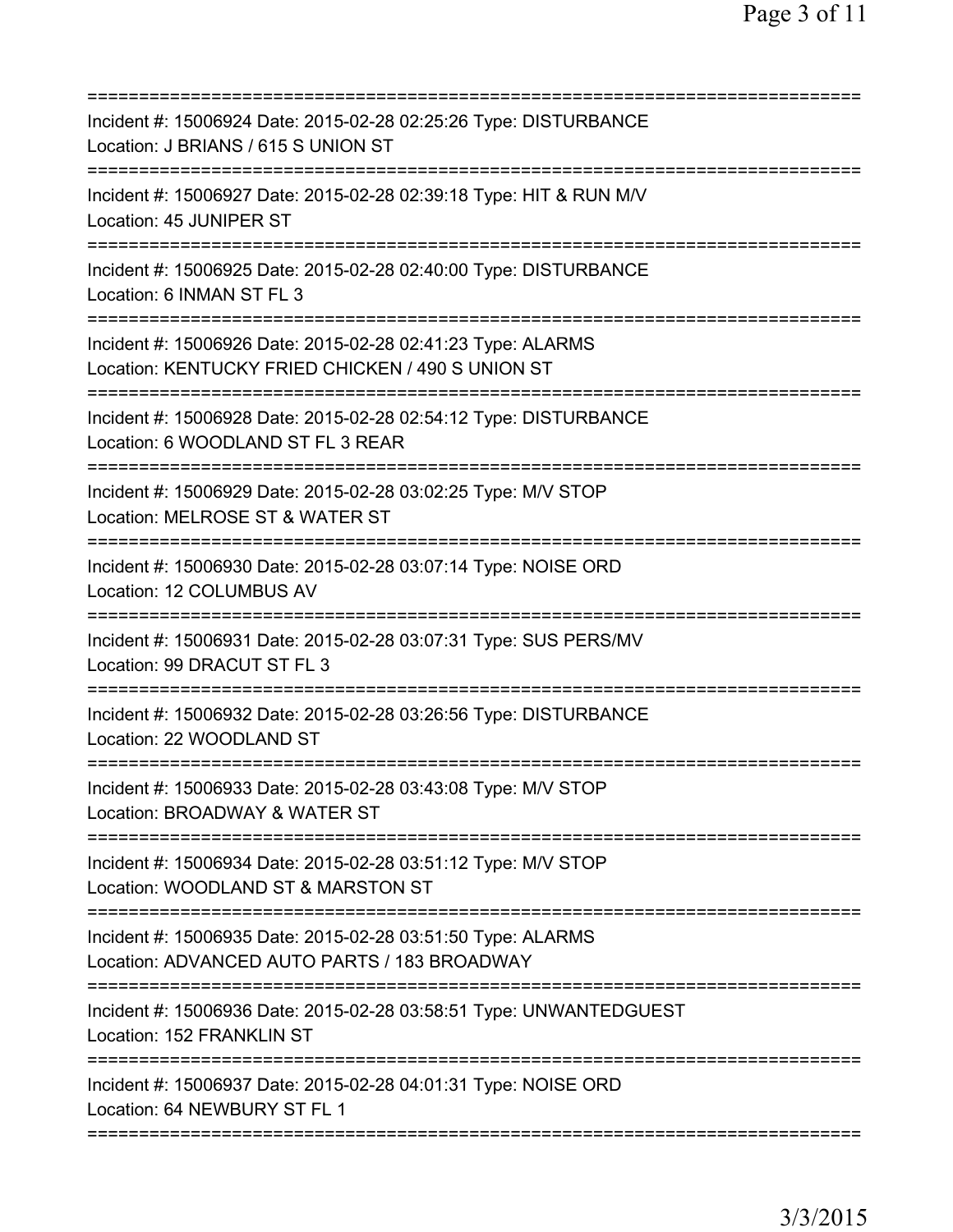===========================================================================
Incident #: 15006924 Date: 2015-02-28 02:25:26 Type: DISTURBANCE
Location: J BRIANS / 615 S UNION ST
===========================================================================
Incident #: 15006927 Date: 2015-02-28 02:39:18 Type: HIT & RUN M/V
Location: 45 JUNIPER ST
===========================================================================
Incident #: 15006925 Date: 2015-02-28 02:40:00 Type: DISTURBANCE
Location: 6 INMAN ST FL 3
===========================================================================
Incident #: 15006926 Date: 2015-02-28 02:41:23 Type: ALARMS
Location: KENTUCKY FRIED CHICKEN / 490 S UNION ST
===========================================================================
Incident #: 15006928 Date: 2015-02-28 02:54:12 Type: DISTURBANCE
Location: 6 WOODLAND ST FL 3 REAR
===========================================================================
Incident #: 15006929 Date: 2015-02-28 03:02:25 Type: M/V STOP
Location: MELROSE ST & WATER ST
===========================================================================
Incident #: 15006930 Date: 2015-02-28 03:07:14 Type: NOISE ORD
Location: 12 COLUMBUS AV
===========================================================================
Incident #: 15006931 Date: 2015-02-28 03:07:31 Type: SUS PERS/MV
Location: 99 DRACUT ST FL 3
===========================================================================
Incident #: 15006932 Date: 2015-02-28 03:26:56 Type: DISTURBANCE
Location: 22 WOODLAND ST
===========================================================================
Incident #: 15006933 Date: 2015-02-28 03:43:08 Type: M/V STOP
Location: BROADWAY & WATER ST
===========================================================================
Incident #: 15006934 Date: 2015-02-28 03:51:12 Type: M/V STOP
Location: WOODLAND ST & MARSTON ST
===========================================================================
Incident #: 15006935 Date: 2015-02-28 03:51:50 Type: ALARMS
Location: ADVANCED AUTO PARTS / 183 BROADWAY
===========================================================================
Incident #: 15006936 Date: 2015-02-28 03:58:51 Type: UNWANTEDGUEST
Location: 152 FRANKLIN ST
===========================================================================
Incident #: 15006937 Date: 2015-02-28 04:01:31 Type: NOISE ORD
Location: 64 NEWBURY ST FL 1
===========================================================================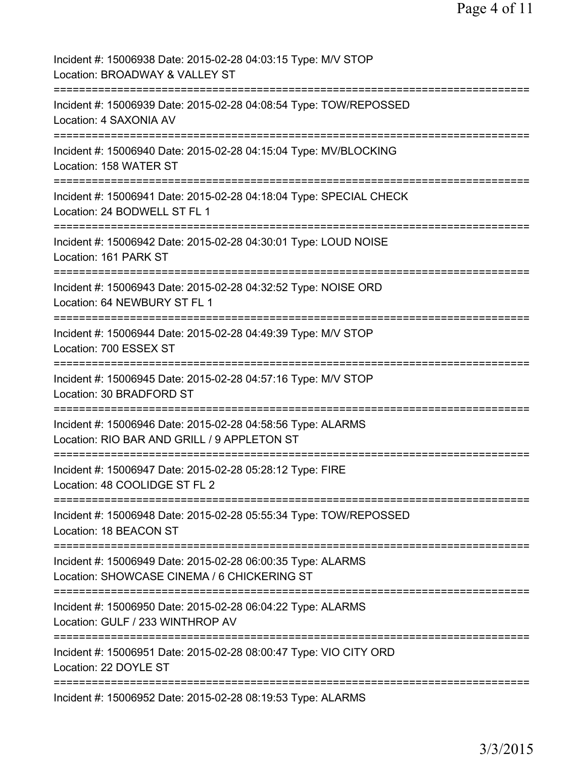Incident #: 15006938 Date: 2015-02-28 04:03:15 Type: M/V STOP
Location: BROADWAY & VALLEY ST

===========================================================================

Incident #: 15006939 Date: 2015-02-28 04:08:54 Type: TOW/REPOSSED
Location: 4 SAXONIA AV

===========================================================================

Incident #: 15006940 Date: 2015-02-28 04:15:04 Type: MV/BLOCKING
Location: 158 WATER ST

===========================================================================

Incident #: 15006941 Date: 2015-02-28 04:18:04 Type: SPECIAL CHECK
Location: 24 BODWELL ST FL 1

===========================================================================

Incident #: 15006942 Date: 2015-02-28 04:30:01 Type: LOUD NOISE
Location: 161 PARK ST

===========================================================================

Incident #: 15006943 Date: 2015-02-28 04:32:52 Type: NOISE ORD
Location: 64 NEWBURY ST FL 1

===========================================================================

Incident #: 15006944 Date: 2015-02-28 04:49:39 Type: M/V STOP
Location: 700 ESSEX ST

===========================================================================

Incident #: 15006945 Date: 2015-02-28 04:57:16 Type: M/V STOP
Location: 30 BRADFORD ST

===========================================================================

Incident #: 15006946 Date: 2015-02-28 04:58:56 Type: ALARMS
Location: RIO BAR AND GRILL / 9 APPLETON ST

===========================================================================

Incident #: 15006947 Date: 2015-02-28 05:28:12 Type: FIRE
Location: 48 COOLIDGE ST FL 2

===========================================================================

Incident #: 15006948 Date: 2015-02-28 05:55:34 Type: TOW/REPOSSED
Location: 18 BEACON ST

===========================================================================

Incident #: 15006949 Date: 2015-02-28 06:00:35 Type: ALARMS
Location: SHOWCASE CINEMA / 6 CHICKERING ST

===========================================================================

Incident #: 15006950 Date: 2015-02-28 06:04:22 Type: ALARMS
Location: GULF / 233 WINTHROP AV

===========================================================================

Incident #: 15006951 Date: 2015-02-28 08:00:47 Type: VIO CITY ORD
Location: 22 DOYLE ST

===========================================================================

Incident #: 15006952 Date: 2015-02-28 08:19:53 Type: ALARMS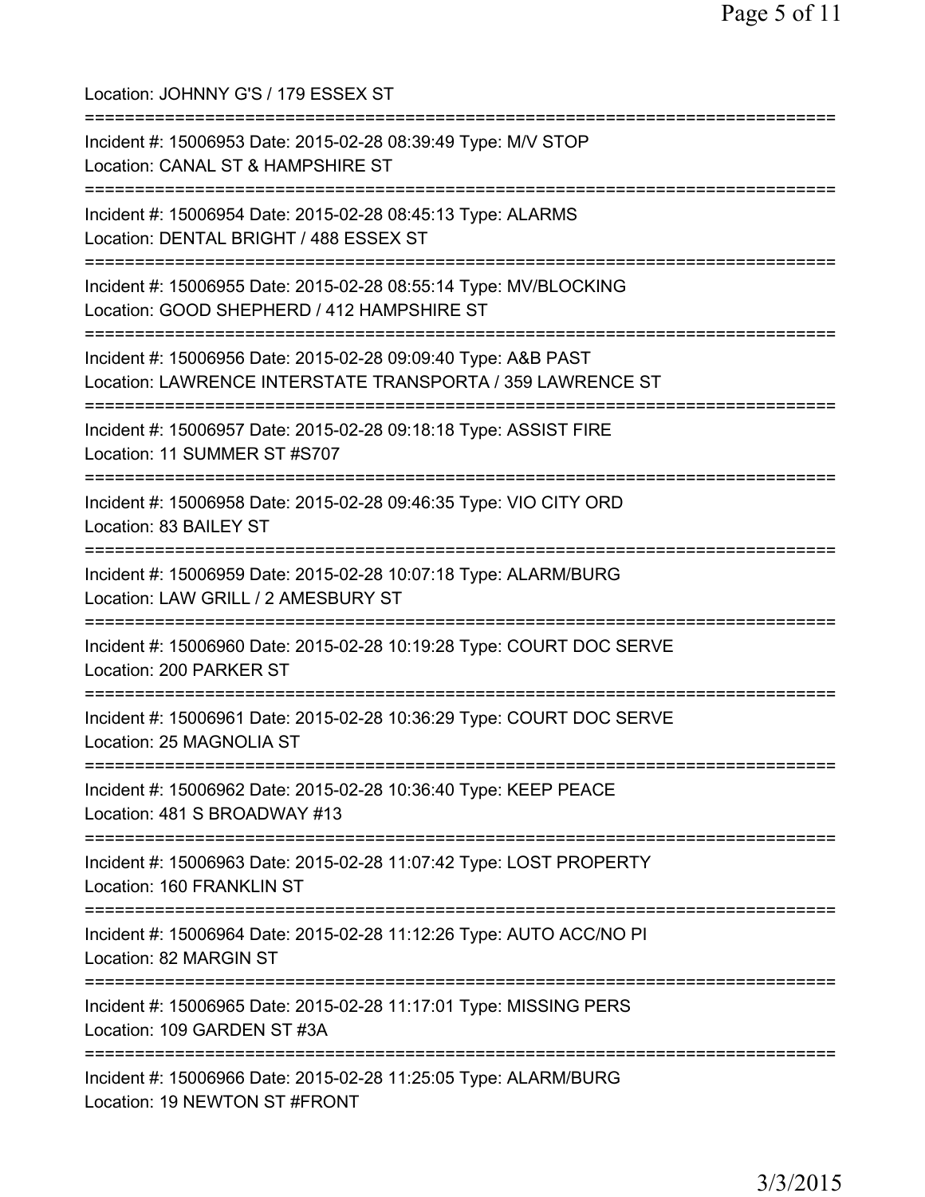Location: JOHNNY G'S / 179 ESSEX ST

===========================================================================

Incident #: 15006953 Date: 2015-02-28 08:39:49 Type: M/V STOP
Location: CANAL ST & HAMPSHIRE ST

===========================================================================

Incident #: 15006954 Date: 2015-02-28 08:45:13 Type: ALARMS
Location: DENTAL BRIGHT / 488 ESSEX ST

===========================================================================

Incident #: 15006955 Date: 2015-02-28 08:55:14 Type: MV/BLOCKING
Location: GOOD SHEPHERD / 412 HAMPSHIRE ST

===========================================================================

Incident #: 15006956 Date: 2015-02-28 09:09:40 Type: A&B PAST
Location: LAWRENCE INTERSTATE TRANSPORTA / 359 LAWRENCE ST

===========================================================================

Incident #: 15006957 Date: 2015-02-28 09:18:18 Type: ASSIST FIRE
Location: 11 SUMMER ST #S707

===========================================================================

Incident #: 15006958 Date: 2015-02-28 09:46:35 Type: VIO CITY ORD
Location: 83 BAILEY ST

===========================================================================

Incident #: 15006959 Date: 2015-02-28 10:07:18 Type: ALARM/BURG
Location: LAW GRILL / 2 AMESBURY ST

===========================================================================

Incident #: 15006960 Date: 2015-02-28 10:19:28 Type: COURT DOC SERVE
Location: 200 PARKER ST

===========================================================================

Incident #: 15006961 Date: 2015-02-28 10:36:29 Type: COURT DOC SERVE
Location: 25 MAGNOLIA ST

===========================================================================

Incident #: 15006962 Date: 2015-02-28 10:36:40 Type: KEEP PEACE
Location: 481 S BROADWAY #13

===========================================================================

Incident #: 15006963 Date: 2015-02-28 11:07:42 Type: LOST PROPERTY
Location: 160 FRANKLIN ST

===========================================================================

Incident #: 15006964 Date: 2015-02-28 11:12:26 Type: AUTO ACC/NO PI
Location: 82 MARGIN ST

===========================================================================

Incident #: 15006965 Date: 2015-02-28 11:17:01 Type: MISSING PERS
Location: 109 GARDEN ST #3A

===========================================================================

Incident #: 15006966 Date: 2015-02-28 11:25:05 Type: ALARM/BURG
Location: 19 NEWTON ST #FRONT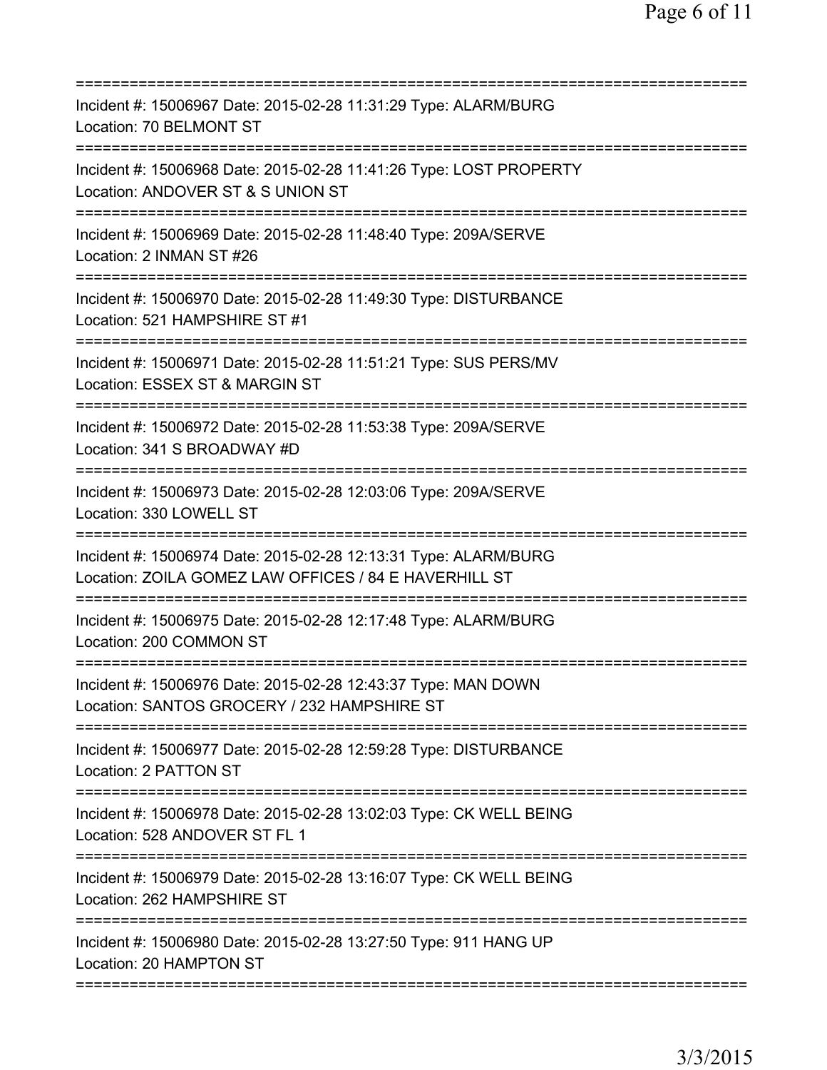===========================================================================
Incident #: 15006967 Date: 2015-02-28 11:31:29 Type: ALARM/BURG
Location: 70 BELMONT ST
===========================================================================
Incident #: 15006968 Date: 2015-02-28 11:41:26 Type: LOST PROPERTY
Location: ANDOVER ST & S UNION ST
===========================================================================
Incident #: 15006969 Date: 2015-02-28 11:48:40 Type: 209A/SERVE
Location: 2 INMAN ST #26
===========================================================================
Incident #: 15006970 Date: 2015-02-28 11:49:30 Type: DISTURBANCE
Location: 521 HAMPSHIRE ST #1
===========================================================================
Incident #: 15006971 Date: 2015-02-28 11:51:21 Type: SUS PERS/MV
Location: ESSEX ST & MARGIN ST
===========================================================================
Incident #: 15006972 Date: 2015-02-28 11:53:38 Type: 209A/SERVE
Location: 341 S BROADWAY #D
===========================================================================
Incident #: 15006973 Date: 2015-02-28 12:03:06 Type: 209A/SERVE
Location: 330 LOWELL ST
===========================================================================
Incident #: 15006974 Date: 2015-02-28 12:13:31 Type: ALARM/BURG
Location: ZOILA GOMEZ LAW OFFICES / 84 E HAVERHILL ST
===========================================================================
Incident #: 15006975 Date: 2015-02-28 12:17:48 Type: ALARM/BURG
Location: 200 COMMON ST
===========================================================================
Incident #: 15006976 Date: 2015-02-28 12:43:37 Type: MAN DOWN
Location: SANTOS GROCERY / 232 HAMPSHIRE ST
===========================================================================
Incident #: 15006977 Date: 2015-02-28 12:59:28 Type: DISTURBANCE
Location: 2 PATTON ST
===========================================================================
Incident #: 15006978 Date: 2015-02-28 13:02:03 Type: CK WELL BEING
Location: 528 ANDOVER ST FL 1
===========================================================================
Incident #: 15006979 Date: 2015-02-28 13:16:07 Type: CK WELL BEING
Location: 262 HAMPSHIRE ST
===========================================================================
Incident #: 15006980 Date: 2015-02-28 13:27:50 Type: 911 HANG UP
Location: 20 HAMPTON ST
===========================================================================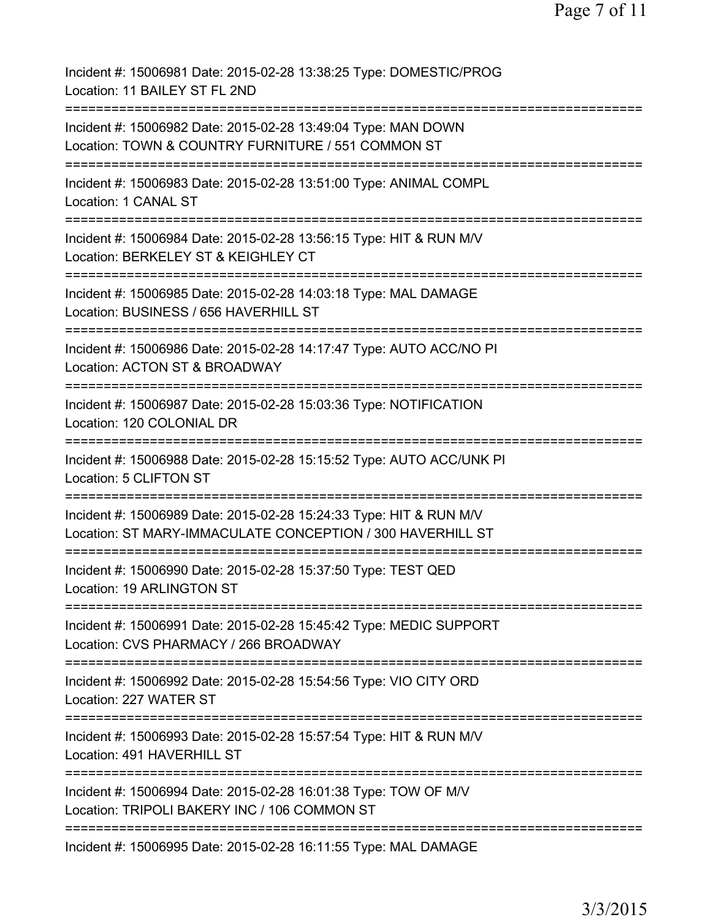Incident #: 15006981 Date: 2015-02-28 13:38:25 Type: DOMESTIC/PROG
Location: 11 BAILEY ST FL 2ND

===========================================================================

Incident #: 15006982 Date: 2015-02-28 13:49:04 Type: MAN DOWN
Location: TOWN & COUNTRY FURNITURE / 551 COMMON ST

===========================================================================

Incident #: 15006983 Date: 2015-02-28 13:51:00 Type: ANIMAL COMPL
Location: 1 CANAL ST

===========================================================================

Incident #: 15006984 Date: 2015-02-28 13:56:15 Type: HIT & RUN M/V
Location: BERKELEY ST & KEIGHLEY CT

===========================================================================

Incident #: 15006985 Date: 2015-02-28 14:03:18 Type: MAL DAMAGE
Location: BUSINESS / 656 HAVERHILL ST

===========================================================================

Incident #: 15006986 Date: 2015-02-28 14:17:47 Type: AUTO ACC/NO PI
Location: ACTON ST & BROADWAY

===========================================================================

Incident #: 15006987 Date: 2015-02-28 15:03:36 Type: NOTIFICATION
Location: 120 COLONIAL DR

===========================================================================

Incident #: 15006988 Date: 2015-02-28 15:15:52 Type: AUTO ACC/UNK PI
Location: 5 CLIFTON ST

===========================================================================

Incident #: 15006989 Date: 2015-02-28 15:24:33 Type: HIT & RUN M/V
Location: ST MARY-IMMACULATE CONCEPTION / 300 HAVERHILL ST

===========================================================================

Incident #: 15006990 Date: 2015-02-28 15:37:50 Type: TEST QED
Location: 19 ARLINGTON ST

===========================================================================

Incident #: 15006991 Date: 2015-02-28 15:45:42 Type: MEDIC SUPPORT
Location: CVS PHARMACY / 266 BROADWAY

===========================================================================

Incident #: 15006992 Date: 2015-02-28 15:54:56 Type: VIO CITY ORD
Location: 227 WATER ST

===========================================================================

Incident #: 15006993 Date: 2015-02-28 15:57:54 Type: HIT & RUN M/V
Location: 491 HAVERHILL ST

===========================================================================

Incident #: 15006994 Date: 2015-02-28 16:01:38 Type: TOW OF M/V
Location: TRIPOLI BAKERY INC / 106 COMMON ST

===========================================================================

Incident #: 15006995 Date: 2015-02-28 16:11:55 Type: MAL DAMAGE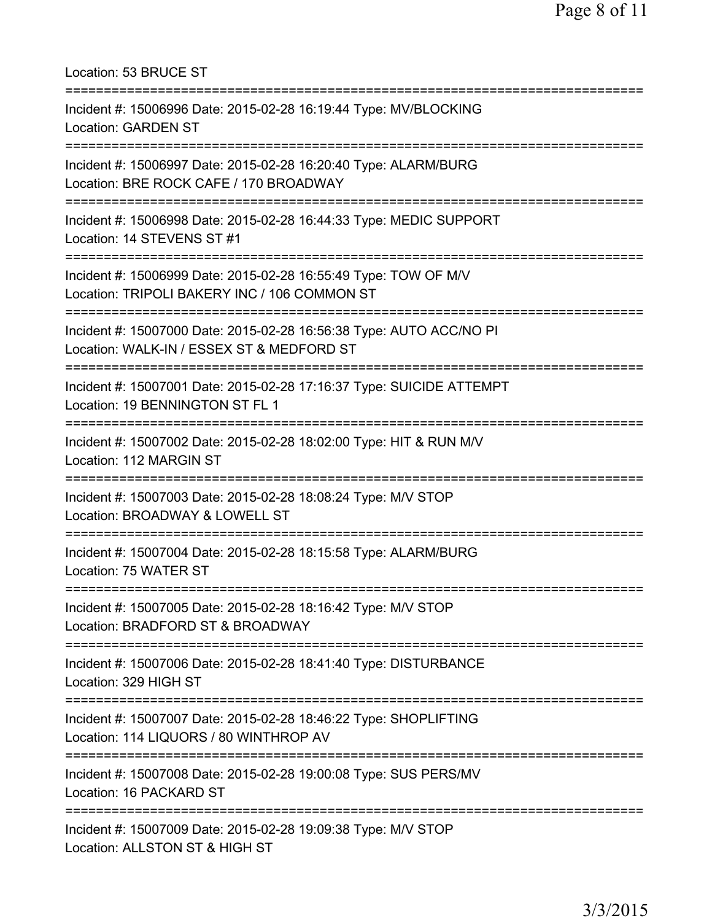Location: 53 BRUCE ST

===========================================================================

Incident #: 15006996 Date: 2015-02-28 16:19:44 Type: MV/BLOCKING
Location: GARDEN ST

===========================================================================

Incident #: 15006997 Date: 2015-02-28 16:20:40 Type: ALARM/BURG
Location: BRE ROCK CAFE / 170 BROADWAY

===========================================================================

Incident #: 15006998 Date: 2015-02-28 16:44:33 Type: MEDIC SUPPORT
Location: 14 STEVENS ST #1

===========================================================================

Incident #: 15006999 Date: 2015-02-28 16:55:49 Type: TOW OF M/V
Location: TRIPOLI BAKERY INC / 106 COMMON ST

===========================================================================

Incident #: 15007000 Date: 2015-02-28 16:56:38 Type: AUTO ACC/NO PI
Location: WALK-IN / ESSEX ST & MEDFORD ST

===========================================================================

Incident #: 15007001 Date: 2015-02-28 17:16:37 Type: SUICIDE ATTEMPT
Location: 19 BENNINGTON ST FL 1

===========================================================================

Incident #: 15007002 Date: 2015-02-28 18:02:00 Type: HIT & RUN M/V
Location: 112 MARGIN ST

===========================================================================

Incident #: 15007003 Date: 2015-02-28 18:08:24 Type: M/V STOP
Location: BROADWAY & LOWELL ST

===========================================================================

Incident #: 15007004 Date: 2015-02-28 18:15:58 Type: ALARM/BURG
Location: 75 WATER ST

===========================================================================

Incident #: 15007005 Date: 2015-02-28 18:16:42 Type: M/V STOP
Location: BRADFORD ST & BROADWAY

===========================================================================

Incident #: 15007006 Date: 2015-02-28 18:41:40 Type: DISTURBANCE
Location: 329 HIGH ST

===========================================================================

Incident #: 15007007 Date: 2015-02-28 18:46:22 Type: SHOPLIFTING
Location: 114 LIQUORS / 80 WINTHROP AV

===========================================================================

Incident #: 15007008 Date: 2015-02-28 19:00:08 Type: SUS PERS/MV
Location: 16 PACKARD ST

===========================================================================

Incident #: 15007009 Date: 2015-02-28 19:09:38 Type: M/V STOP
Location: ALLSTON ST & HIGH ST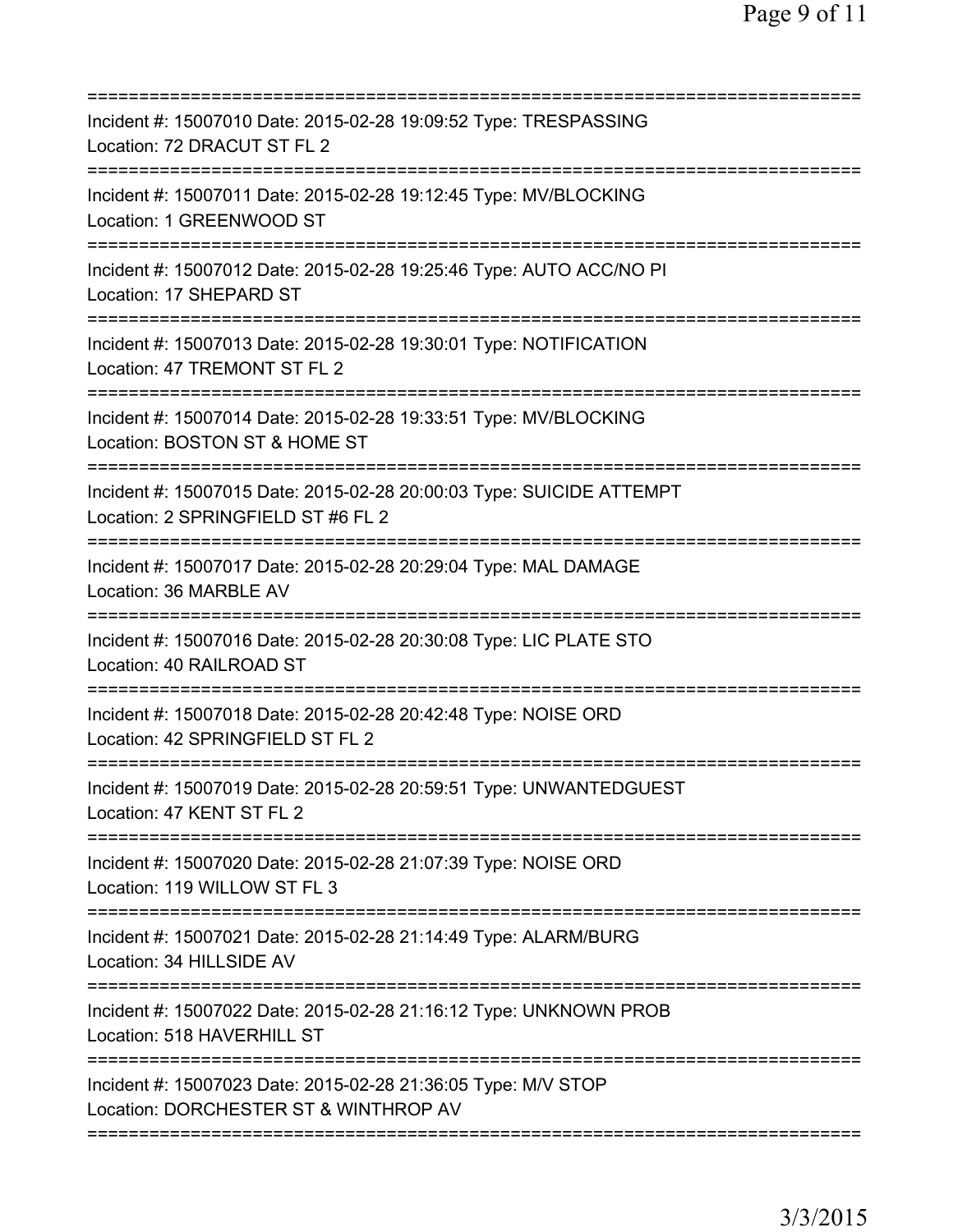===========================================================================
Incident #: 15007010 Date: 2015-02-28 19:09:52 Type: TRESPASSING
Location: 72 DRACUT ST FL 2
===========================================================================
Incident #: 15007011 Date: 2015-02-28 19:12:45 Type: MV/BLOCKING
Location: 1 GREENWOOD ST
===========================================================================
Incident #: 15007012 Date: 2015-02-28 19:25:46 Type: AUTO ACC/NO PI
Location: 17 SHEPARD ST
===========================================================================
Incident #: 15007013 Date: 2015-02-28 19:30:01 Type: NOTIFICATION
Location: 47 TREMONT ST FL 2
===========================================================================
Incident #: 15007014 Date: 2015-02-28 19:33:51 Type: MV/BLOCKING
Location: BOSTON ST & HOME ST
===========================================================================
Incident #: 15007015 Date: 2015-02-28 20:00:03 Type: SUICIDE ATTEMPT
Location: 2 SPRINGFIELD ST #6 FL 2
===========================================================================
Incident #: 15007017 Date: 2015-02-28 20:29:04 Type: MAL DAMAGE
Location: 36 MARBLE AV
===========================================================================
Incident #: 15007016 Date: 2015-02-28 20:30:08 Type: LIC PLATE STO
Location: 40 RAILROAD ST
===========================================================================
Incident #: 15007018 Date: 2015-02-28 20:42:48 Type: NOISE ORD
Location: 42 SPRINGFIELD ST FL 2
===========================================================================
Incident #: 15007019 Date: 2015-02-28 20:59:51 Type: UNWANTEDGUEST
Location: 47 KENT ST FL 2
===========================================================================
Incident #: 15007020 Date: 2015-02-28 21:07:39 Type: NOISE ORD
Location: 119 WILLOW ST FL 3
===========================================================================
Incident #: 15007021 Date: 2015-02-28 21:14:49 Type: ALARM/BURG
Location: 34 HILLSIDE AV
===========================================================================
Incident #: 15007022 Date: 2015-02-28 21:16:12 Type: UNKNOWN PROB
Location: 518 HAVERHILL ST
===========================================================================
Incident #: 15007023 Date: 2015-02-28 21:36:05 Type: M/V STOP
Location: DORCHESTER ST & WINTHROP AV
===========================================================================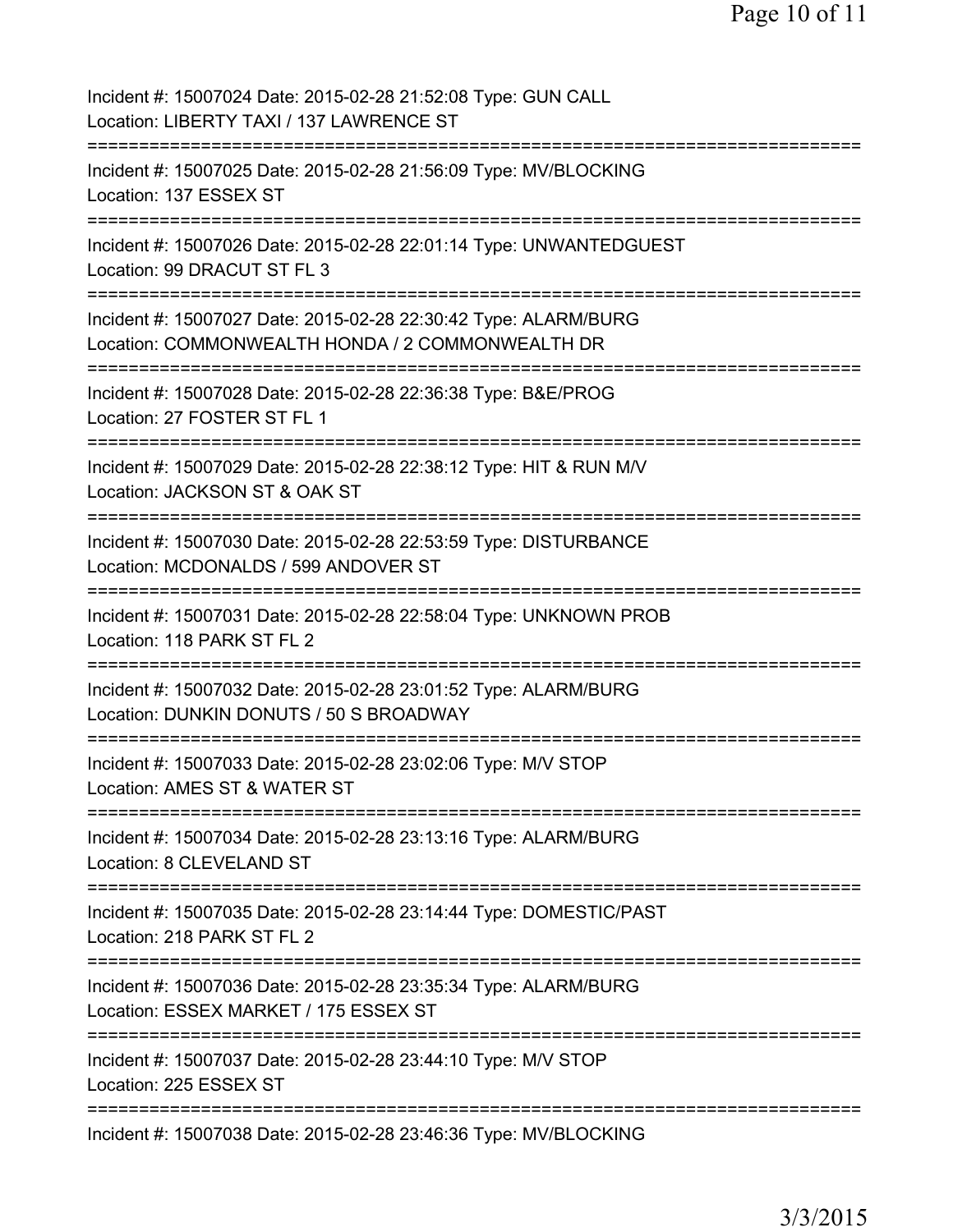Incident #: 15007024 Date: 2015-02-28 21:52:08 Type: GUN CALL
Location: LIBERTY TAXI / 137 LAWRENCE ST

===========================================================================

Incident #: 15007025 Date: 2015-02-28 21:56:09 Type: MV/BLOCKING
Location: 137 ESSEX ST

===========================================================================

Incident #: 15007026 Date: 2015-02-28 22:01:14 Type: UNWANTEDGUEST
Location: 99 DRACUT ST FL 3

===========================================================================

Incident #: 15007027 Date: 2015-02-28 22:30:42 Type: ALARM/BURG
Location: COMMONWEALTH HONDA / 2 COMMONWEALTH DR

===========================================================================

Incident #: 15007028 Date: 2015-02-28 22:36:38 Type: B&E/PROG
Location: 27 FOSTER ST FL 1

===========================================================================

Incident #: 15007029 Date: 2015-02-28 22:38:12 Type: HIT & RUN M/V
Location: JACKSON ST & OAK ST

===========================================================================

Incident #: 15007030 Date: 2015-02-28 22:53:59 Type: DISTURBANCE
Location: MCDONALDS / 599 ANDOVER ST

===========================================================================

Incident #: 15007031 Date: 2015-02-28 22:58:04 Type: UNKNOWN PROB
Location: 118 PARK ST FL 2

===========================================================================

Incident #: 15007032 Date: 2015-02-28 23:01:52 Type: ALARM/BURG
Location: DUNKIN DONUTS / 50 S BROADWAY

===========================================================================

Incident #: 15007033 Date: 2015-02-28 23:02:06 Type: M/V STOP
Location: AMES ST & WATER ST

===========================================================================

Incident #: 15007034 Date: 2015-02-28 23:13:16 Type: ALARM/BURG
Location: 8 CLEVELAND ST

===========================================================================

Incident #: 15007035 Date: 2015-02-28 23:14:44 Type: DOMESTIC/PAST
Location: 218 PARK ST FL 2

===========================================================================

Incident #: 15007036 Date: 2015-02-28 23:35:34 Type: ALARM/BURG
Location: ESSEX MARKET / 175 ESSEX ST

===========================================================================

Incident #: 15007037 Date: 2015-02-28 23:44:10 Type: M/V STOP
Location: 225 ESSEX ST

===========================================================================

Incident #: 15007038 Date: 2015-02-28 23:46:36 Type: MV/BLOCKING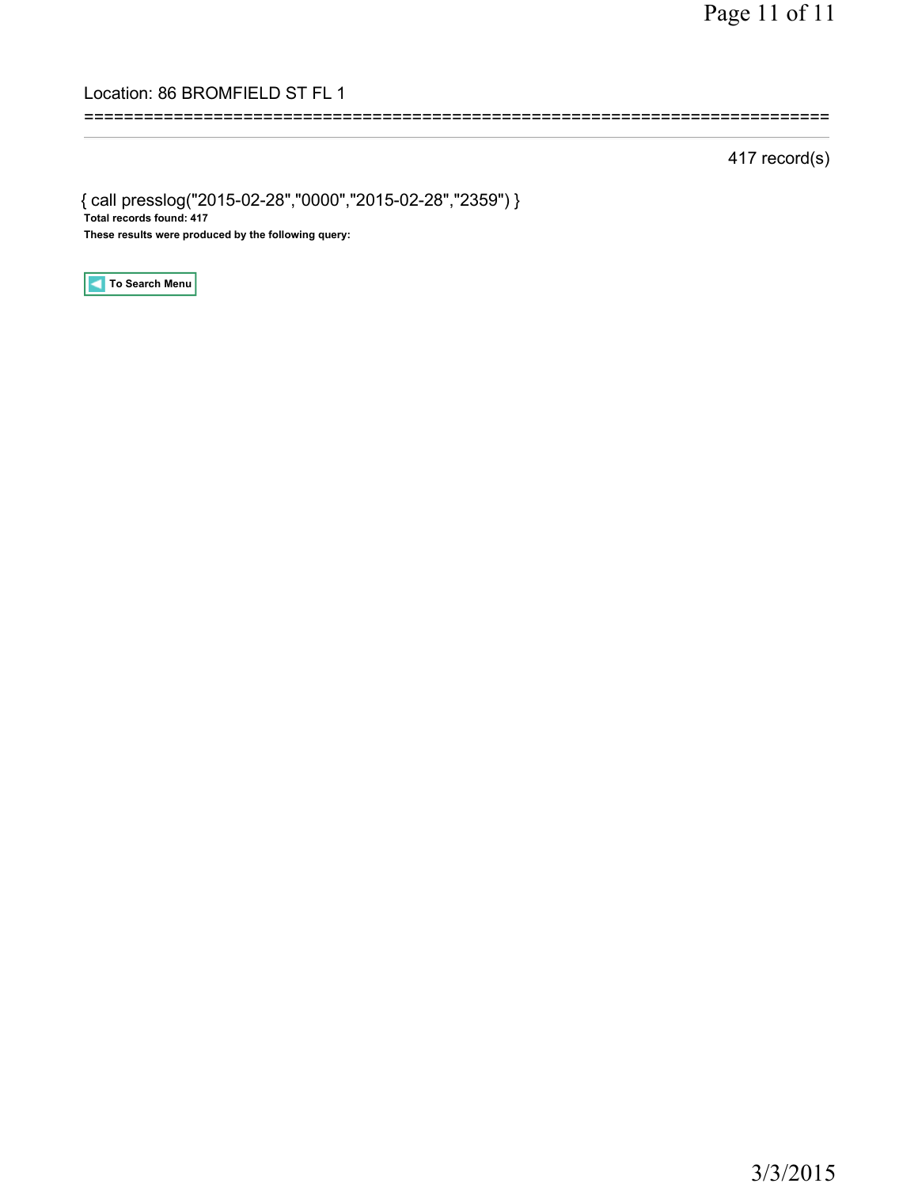Location: 86 BROMFIELD ST FL 1

===========================================================================

417 record(s)

{ call presslog("2015-02-28","0000","2015-02-28","2359") }

**Total records found: 417**

**These results were produced by the following query:**

**To Search Menu**